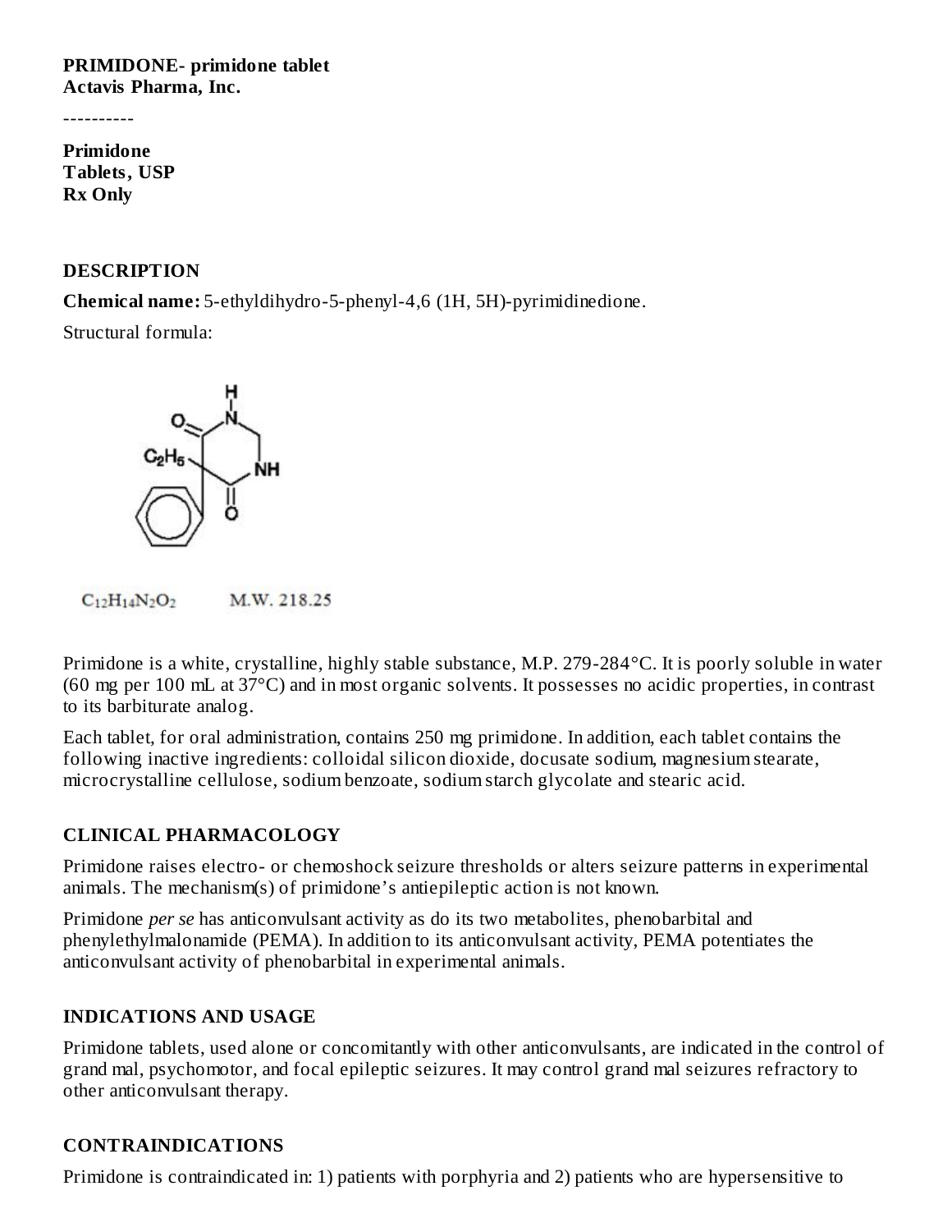**PRIMIDONE- primidone tablet**
**Actavis Pharma, Inc.**

----------

**Primidone**
**Tablets, USP**
**Rx Only**

## DESCRIPTION

**Chemical name:** 5-ethyldihydro-5-phenyl-4,6 (1H, 5H)-pyrimidinedione.

Structural formula:

$C_{12}H_{14}N_2O_2$ M.W. 218.25

Primidone is a white, crystalline, highly stable substance, M.P. 279-284°C. It is poorly soluble in water (60 mg per 100 mL at 37°C) and in most organic solvents. It possesses no acidic properties, in contrast to its barbiturate analog.

Each tablet, for oral administration, contains 250 mg primidone. In addition, each tablet contains the following inactive ingredients: colloidal silicon dioxide, docusate sodium, magnesium stearate, microcrystalline cellulose, sodium benzoate, sodium starch glycolate and stearic acid.

## CLINICAL PHARMACOLOGY

Primidone raises electro- or chemoshock seizure thresholds or alters seizure patterns in experimental animals. The mechanism(s) of primidone's antiepileptic action is not known.

Primidone *per se* has anticonvulsant activity as do its two metabolites, phenobarbital and phenylethylmalonamide (PEMA). In addition to its anticonvulsant activity, PEMA potentiates the anticonvulsant activity of phenobarbital in experimental animals.

## INDICATIONS AND USAGE

Primidone tablets, used alone or concomitantly with other anticonvulsants, are indicated in the control of grand mal, psychomotor, and focal epileptic seizures. It may control grand mal seizures refractory to other anticonvulsant therapy.

## CONTRAINDICATIONS

Primidone is contraindicated in: 1) patients with porphyria and 2) patients who are hypersensitive to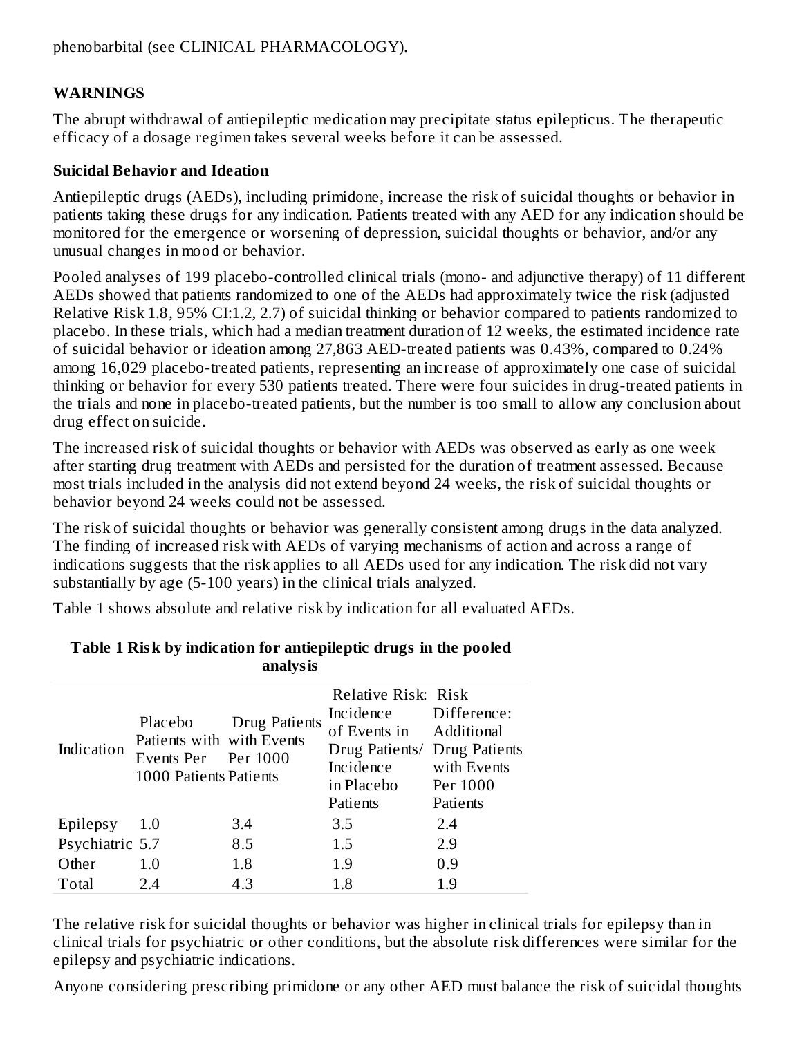phenobarbital (see CLINICAL PHARMACOLOGY).

## WARNINGS

The abrupt withdrawal of antiepileptic medication may precipitate status epilepticus. The therapeutic efficacy of a dosage regimen takes several weeks before it can be assessed.

### Suicidal Behavior and Ideation

Antiepileptic drugs (AEDs), including primidone, increase the risk of suicidal thoughts or behavior in patients taking these drugs for any indication. Patients treated with any AED for any indication should be monitored for the emergence or worsening of depression, suicidal thoughts or behavior, and/or any unusual changes in mood or behavior.

Pooled analyses of 199 placebo-controlled clinical trials (mono- and adjunctive therapy) of 11 different AEDs showed that patients randomized to one of the AEDs had approximately twice the risk (adjusted Relative Risk 1.8, 95% CI:1.2, 2.7) of suicidal thinking or behavior compared to patients randomized to placebo. In these trials, which had a median treatment duration of 12 weeks, the estimated incidence rate of suicidal behavior or ideation among 27,863 AED-treated patients was 0.43%, compared to 0.24% among 16,029 placebo-treated patients, representing an increase of approximately one case of suicidal thinking or behavior for every 530 patients treated. There were four suicides in drug-treated patients in the trials and none in placebo-treated patients, but the number is too small to allow any conclusion about drug effect on suicide.

The increased risk of suicidal thoughts or behavior with AEDs was observed as early as one week after starting drug treatment with AEDs and persisted for the duration of treatment assessed. Because most trials included in the analysis did not extend beyond 24 weeks, the risk of suicidal thoughts or behavior beyond 24 weeks could not be assessed.

The risk of suicidal thoughts or behavior was generally consistent among drugs in the data analyzed. The finding of increased risk with AEDs of varying mechanisms of action and across a range of indications suggests that the risk applies to all AEDs used for any indication. The risk did not vary substantially by age (5-100 years) in the clinical trials analyzed.

Table 1 shows absolute and relative risk by indication for all evaluated AEDs.

**Table 1 Risk by indication for antiepileptic drugs in the pooled analysis**

| Indication | Placebo Patients with Events Per 1000 Patients | Drug Patients with Events Per 1000 Patients | Relative Risk: Incidence of Events in Drug Patients/ Incidence in Placebo Patients | Risk Difference: Additional Drug Patients with Events Per 1000 Patients |
|---|---|---|---|---|
| Epilepsy | 1.0 | 3.4 | 3.5 | 2.4 |
| Psychiatric | 5.7 | 8.5 | 1.5 | 2.9 |
| Other | 1.0 | 1.8 | 1.9 | 0.9 |
| Total | 2.4 | 4.3 | 1.8 | 1.9 |

The relative risk for suicidal thoughts or behavior was higher in clinical trials for epilepsy than in clinical trials for psychiatric or other conditions, but the absolute risk differences were similar for the epilepsy and psychiatric indications.

Anyone considering prescribing primidone or any other AED must balance the risk of suicidal thoughts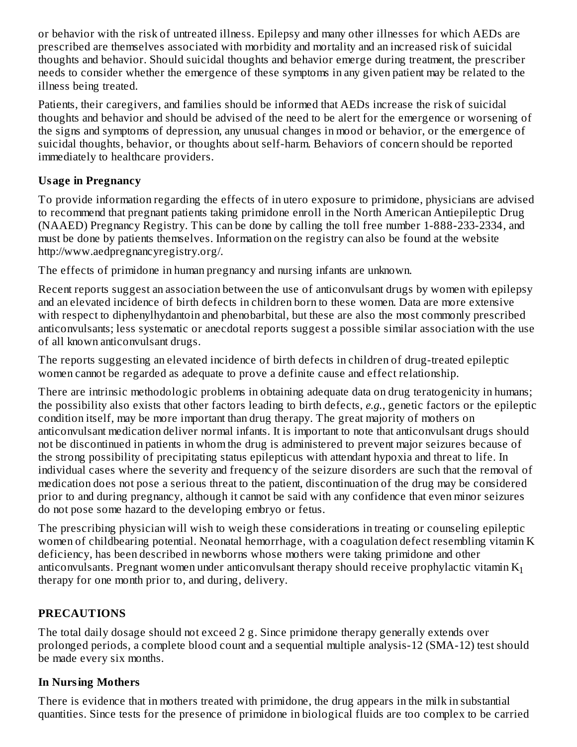or behavior with the risk of untreated illness. Epilepsy and many other illnesses for which AEDs are prescribed are themselves associated with morbidity and mortality and an increased risk of suicidal thoughts and behavior. Should suicidal thoughts and behavior emerge during treatment, the prescriber needs to consider whether the emergence of these symptoms in any given patient may be related to the illness being treated.

Patients, their caregivers, and families should be informed that AEDs increase the risk of suicidal thoughts and behavior and should be advised of the need to be alert for the emergence or worsening of the signs and symptoms of depression, any unusual changes in mood or behavior, or the emergence of suicidal thoughts, behavior, or thoughts about self-harm. Behaviors of concern should be reported immediately to healthcare providers.

### Usage in Pregnancy

To provide information regarding the effects of in utero exposure to primidone, physicians are advised to recommend that pregnant patients taking primidone enroll in the North American Antiepileptic Drug (NAAED) Pregnancy Registry. This can be done by calling the toll free number 1-888-233-2334, and must be done by patients themselves. Information on the registry can also be found at the website http://www.aedpregnancyregistry.org/.

The effects of primidone in human pregnancy and nursing infants are unknown.

Recent reports suggest an association between the use of anticonvulsant drugs by women with epilepsy and an elevated incidence of birth defects in children born to these women. Data are more extensive with respect to diphenylhydantoin and phenobarbital, but these are also the most commonly prescribed anticonvulsants; less systematic or anecdotal reports suggest a possible similar association with the use of all known anticonvulsant drugs.

The reports suggesting an elevated incidence of birth defects in children of drug-treated epileptic women cannot be regarded as adequate to prove a definite cause and effect relationship.

There are intrinsic methodologic problems in obtaining adequate data on drug teratogenicity in humans; the possibility also exists that other factors leading to birth defects, *e.g.*, genetic factors or the epileptic condition itself, may be more important than drug therapy. The great majority of mothers on anticonvulsant medication deliver normal infants. It is important to note that anticonvulsant drugs should not be discontinued in patients in whom the drug is administered to prevent major seizures because of the strong possibility of precipitating status epilepticus with attendant hypoxia and threat to life. In individual cases where the severity and frequency of the seizure disorders are such that the removal of medication does not pose a serious threat to the patient, discontinuation of the drug may be considered prior to and during pregnancy, although it cannot be said with any confidence that even minor seizures do not pose some hazard to the developing embryo or fetus.

The prescribing physician will wish to weigh these considerations in treating or counseling epileptic women of childbearing potential. Neonatal hemorrhage, with a coagulation defect resembling vitamin K deficiency, has been described in newborns whose mothers were taking primidone and other anticonvulsants. Pregnant women under anticonvulsant therapy should receive prophylactic vitamin $K_1$ therapy for one month prior to, and during, delivery.

## PRECAUTIONS

The total daily dosage should not exceed 2 g. Since primidone therapy generally extends over prolonged periods, a complete blood count and a sequential multiple analysis-12 (SMA-12) test should be made every six months.

### In Nursing Mothers

There is evidence that in mothers treated with primidone, the drug appears in the milk in substantial quantities. Since tests for the presence of primidone in biological fluids are too complex to be carried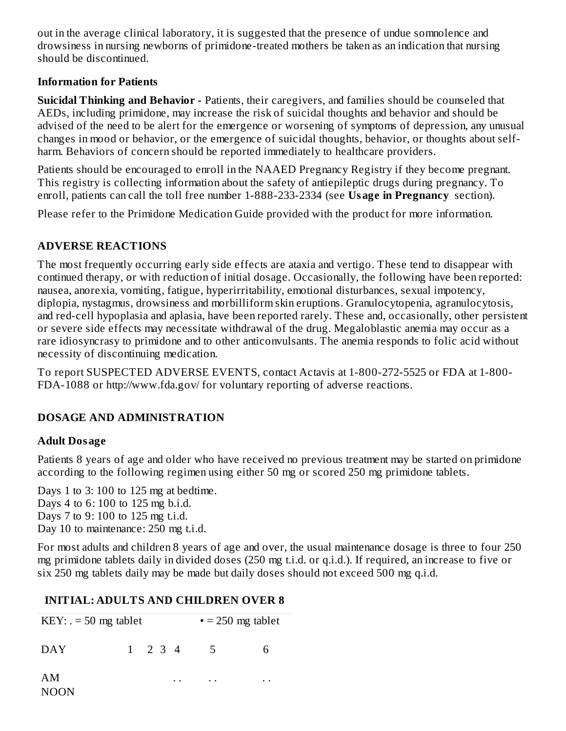out in the average clinical laboratory, it is suggested that the presence of undue somnolence and drowsiness in nursing newborns of primidone-treated mothers be taken as an indication that nursing should be discontinued.

**Information for Patients**

**Suicidal Thinking and Behavior -** Patients, their caregivers, and families should be counseled that AEDs, including primidone, may increase the risk of suicidal thoughts and behavior and should be advised of the need to be alert for the emergence or worsening of symptoms of depression, any unusual changes in mood or behavior, or the emergence of suicidal thoughts, behavior, or thoughts about self-harm. Behaviors of concern should be reported immediately to healthcare providers.

Patients should be encouraged to enroll in the NAAED Pregnancy Registry if they become pregnant. This registry is collecting information about the safety of antiepileptic drugs during pregnancy. To enroll, patients can call the toll free number 1-888-233-2334 (see **Usage in Pregnancy** section).

Please refer to the Primidone Medication Guide provided with the product for more information.

## ADVERSE REACTIONS

The most frequently occurring early side effects are ataxia and vertigo. These tend to disappear with continued therapy, or with reduction of initial dosage. Occasionally, the following have been reported: nausea, anorexia, vomiting, fatigue, hyperirritability, emotional disturbances, sexual impotency, diplopia, nystagmus, drowsiness and morbilliform skin eruptions. Granulocytopenia, agranulocytosis, and red-cell hypoplasia and aplasia, have been reported rarely. These and, occasionally, other persistent or severe side effects may necessitate withdrawal of the drug. Megaloblastic anemia may occur as a rare idiosyncrasy to primidone and to other anticonvulsants. The anemia responds to folic acid without necessity of discontinuing medication.

To report SUSPECTED ADVERSE EVENTS, contact Actavis at 1-800-272-5525 or FDA at 1-800-FDA-1088 or http://www.fda.gov/ for voluntary reporting of adverse reactions.

## DOSAGE AND ADMINISTRATION

**Adult Dosage**

Patients 8 years of age and older who have received no previous treatment may be started on primidone according to the following regimen using either 50 mg or scored 250 mg primidone tablets.

Days 1 to 3: 100 to 125 mg at bedtime.
Days 4 to 6: 100 to 125 mg b.i.d.
Days 7 to 9: 100 to 125 mg t.i.d.
Day 10 to maintenance: 250 mg t.i.d.

For most adults and children 8 years of age and over, the usual maintenance dosage is three to four 250 mg primidone tablets daily in divided doses (250 mg t.i.d. or q.i.d.). If required, an increase to five or six 250 mg tablets daily may be made but daily doses should not exceed 500 mg q.i.d.

**INITIAL: ADULTS AND CHILDREN OVER 8**

| KEY: . = 50 mg tablet | | | | | • = 250 mg tablet | |
|---|---|---|---|---|---|---|
| DAY | 1 | 2 | 3 | 4 | 5 | 6 |
| AM | | | | . . | . . | . . |
| NOON | | | | | | |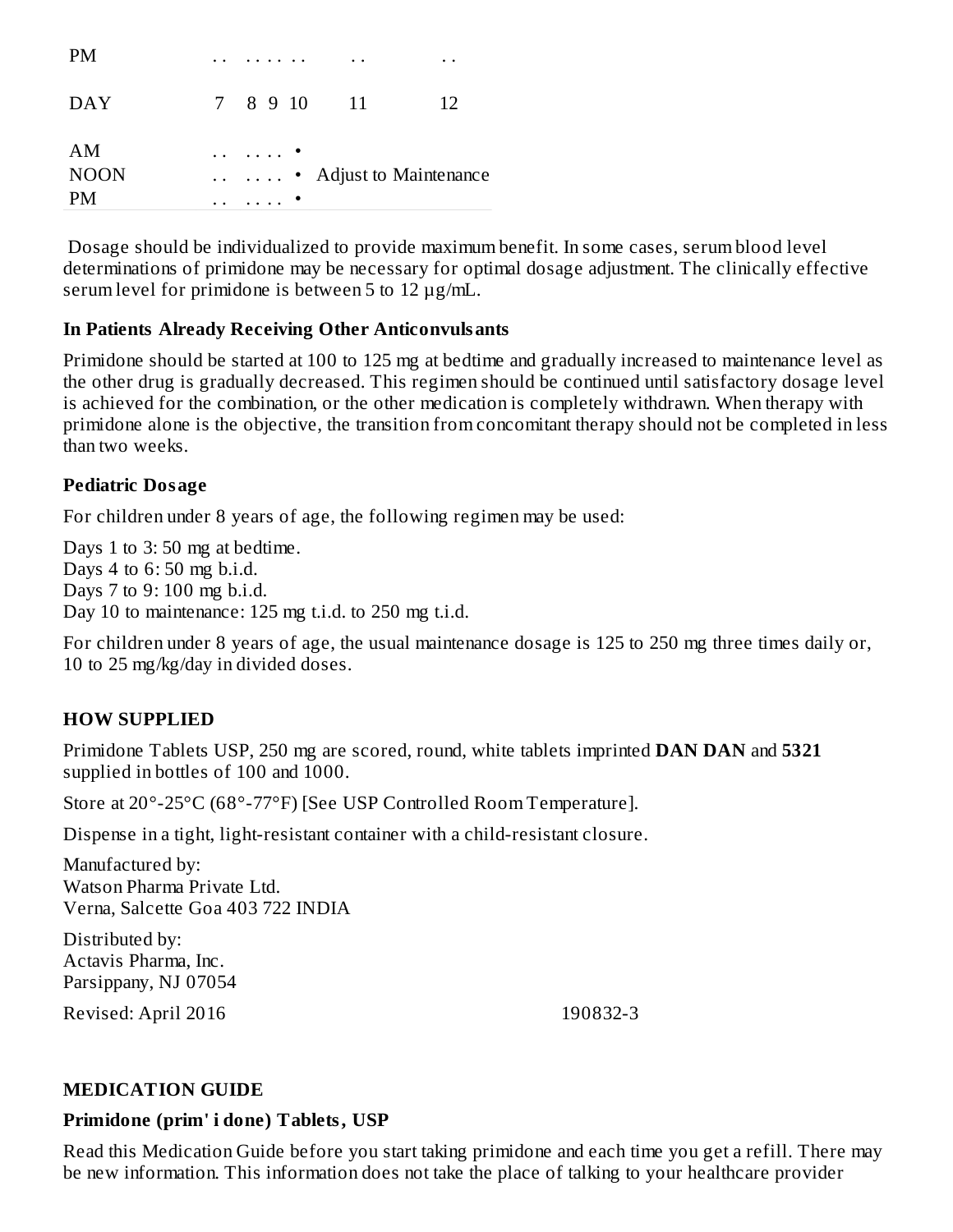| PM | . .  . . . . . . | . . | . . |
|---|---|---|---|
| DAY | 7  8  9  10 | 11 | 12 |
| AM | . .  . . . .  • | | |
| NOON | . .  . . . .  • | Adjust to Maintenance | |
| PM | . .  . . . .  • | | |

Dosage should be individualized to provide maximum benefit. In some cases, serum blood level determinations of primidone may be necessary for optimal dosage adjustment. The clinically effective serum level for primidone is between 5 to 12 µg/mL.

**In Patients Already Receiving Other Anticonvulsants**

Primidone should be started at 100 to 125 mg at bedtime and gradually increased to maintenance level as the other drug is gradually decreased. This regimen should be continued until satisfactory dosage level is achieved for the combination, or the other medication is completely withdrawn. When therapy with primidone alone is the objective, the transition from concomitant therapy should not be completed in less than two weeks.

**Pediatric Dosage**

For children under 8 years of age, the following regimen may be used:

Days 1 to 3: 50 mg at bedtime.
Days 4 to 6: 50 mg b.i.d.
Days 7 to 9: 100 mg b.i.d.
Day 10 to maintenance: 125 mg t.i.d. to 250 mg t.i.d.

For children under 8 years of age, the usual maintenance dosage is 125 to 250 mg three times daily or, 10 to 25 mg/kg/day in divided doses.

## HOW SUPPLIED

Primidone Tablets USP, 250 mg are scored, round, white tablets imprinted **DAN DAN** and **5321** supplied in bottles of 100 and 1000.

Store at 20°-25°C (68°-77°F) [See USP Controlled Room Temperature].

Dispense in a tight, light-resistant container with a child-resistant closure.

Manufactured by:
Watson Pharma Private Ltd.
Verna, Salcette Goa 403 722 INDIA

Distributed by:
Actavis Pharma, Inc.
Parsippany, NJ 07054

Revised: April 2016 190832-3

## MEDICATION GUIDE

**Primidone (prim' i done) Tablets, USP**

Read this Medication Guide before you start taking primidone and each time you get a refill. There may be new information. This information does not take the place of talking to your healthcare provider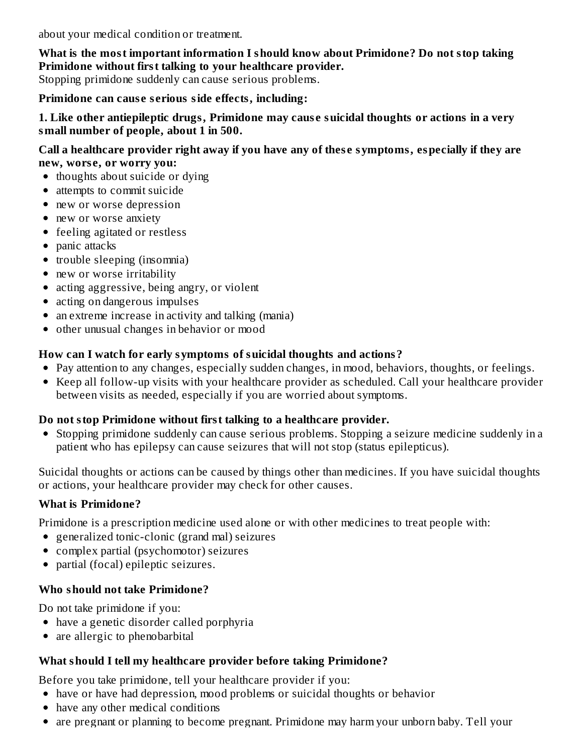about your medical condition or treatment.

**What is the most important information I should know about Primidone? Do not stop taking Primidone without first talking to your healthcare provider.**

Stopping primidone suddenly can cause serious problems.

**Primidone can cause serious side effects, including:**

**1. Like other antiepileptic drugs, Primidone may cause suicidal thoughts or actions in a very small number of people, about 1 in 500.**

**Call a healthcare provider right away if you have any of these symptoms, especially if they are new, worse, or worry you:**

- thoughts about suicide or dying
- attempts to commit suicide
- new or worse depression
- new or worse anxiety
- feeling agitated or restless
- panic attacks
- trouble sleeping (insomnia)
- new or worse irritability
- acting aggressive, being angry, or violent
- acting on dangerous impulses
- an extreme increase in activity and talking (mania)
- other unusual changes in behavior or mood

**How can I watch for early symptoms of suicidal thoughts and actions?**

- Pay attention to any changes, especially sudden changes, in mood, behaviors, thoughts, or feelings.
- Keep all follow-up visits with your healthcare provider as scheduled. Call your healthcare provider between visits as needed, especially if you are worried about symptoms.

**Do not stop Primidone without first talking to a healthcare provider.**

- Stopping primidone suddenly can cause serious problems. Stopping a seizure medicine suddenly in a patient who has epilepsy can cause seizures that will not stop (status epilepticus).

Suicidal thoughts or actions can be caused by things other than medicines. If you have suicidal thoughts or actions, your healthcare provider may check for other causes.

**What is Primidone?**

Primidone is a prescription medicine used alone or with other medicines to treat people with:

- generalized tonic-clonic (grand mal) seizures
- complex partial (psychomotor) seizures
- partial (focal) epileptic seizures.

**Who should not take Primidone?**

Do not take primidone if you:

- have a genetic disorder called porphyria
- are allergic to phenobarbital

**What should I tell my healthcare provider before taking Primidone?**

Before you take primidone, tell your healthcare provider if you:

- have or have had depression, mood problems or suicidal thoughts or behavior
- have any other medical conditions
- are pregnant or planning to become pregnant. Primidone may harm your unborn baby. Tell your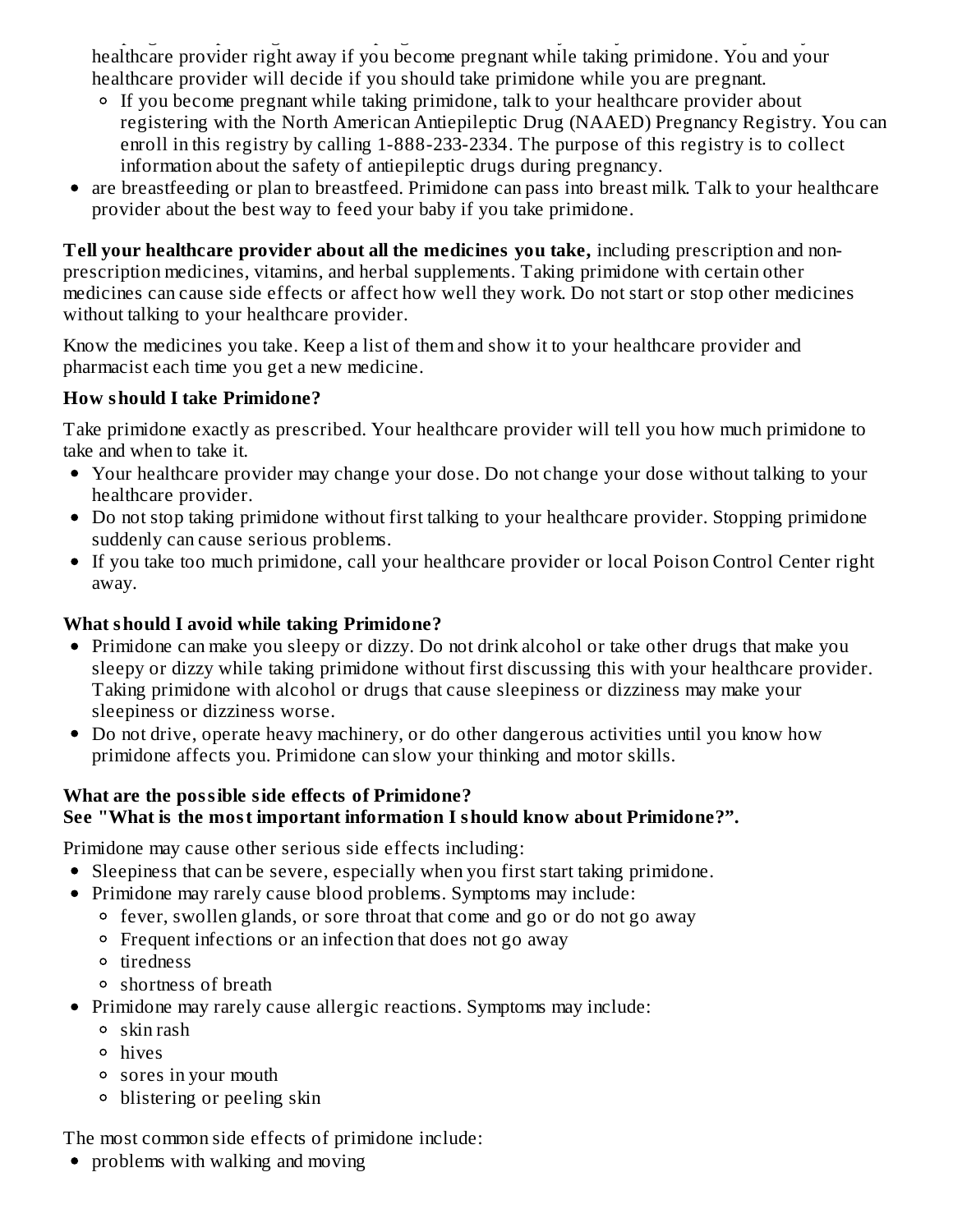healthcare provider right away if you become pregnant while taking primidone. You and your healthcare provider will decide if you should take primidone while you are pregnant.

  - If you become pregnant while taking primidone, talk to your healthcare provider about registering with the North American Antiepileptic Drug (NAAED) Pregnancy Registry. You can enroll in this registry by calling 1-888-233-2334. The purpose of this registry is to collect information about the safety of antiepileptic drugs during pregnancy.
- are breastfeeding or plan to breastfeed. Primidone can pass into breast milk. Talk to your healthcare provider about the best way to feed your baby if you take primidone.

**Tell your healthcare provider about all the medicines you take,** including prescription and non-prescription medicines, vitamins, and herbal supplements. Taking primidone with certain other medicines can cause side effects or affect how well they work. Do not start or stop other medicines without talking to your healthcare provider.

Know the medicines you take. Keep a list of them and show it to your healthcare provider and pharmacist each time you get a new medicine.

**How should I take Primidone?**

Take primidone exactly as prescribed. Your healthcare provider will tell you how much primidone to take and when to take it.

- Your healthcare provider may change your dose. Do not change your dose without talking to your healthcare provider.
- Do not stop taking primidone without first talking to your healthcare provider. Stopping primidone suddenly can cause serious problems.
- If you take too much primidone, call your healthcare provider or local Poison Control Center right away.

**What should I avoid while taking Primidone?**

- Primidone can make you sleepy or dizzy. Do not drink alcohol or take other drugs that make you sleepy or dizzy while taking primidone without first discussing this with your healthcare provider. Taking primidone with alcohol or drugs that cause sleepiness or dizziness may make your sleepiness or dizziness worse.
- Do not drive, operate heavy machinery, or do other dangerous activities until you know how primidone affects you. Primidone can slow your thinking and motor skills.

**What are the possible side effects of Primidone?**
**See "What is the most important information I should know about Primidone?".**

Primidone may cause other serious side effects including:

- Sleepiness that can be severe, especially when you first start taking primidone.
- Primidone may rarely cause blood problems. Symptoms may include:
  - fever, swollen glands, or sore throat that come and go or do not go away
  - Frequent infections or an infection that does not go away
  - tiredness
  - shortness of breath
- Primidone may rarely cause allergic reactions. Symptoms may include:
  - skin rash
  - hives
  - sores in your mouth
  - blistering or peeling skin

The most common side effects of primidone include:

- problems with walking and moving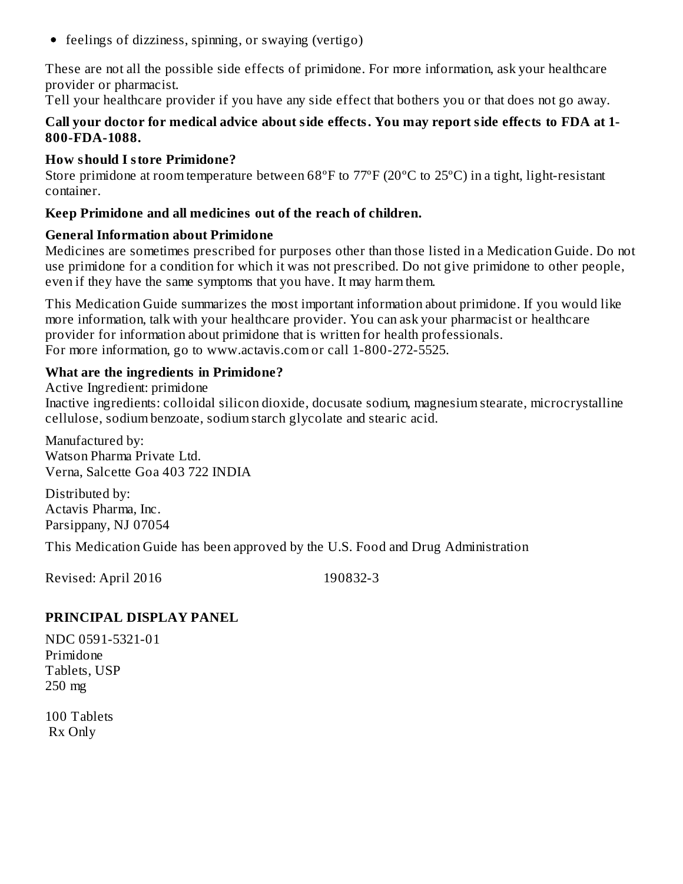- feelings of dizziness, spinning, or swaying (vertigo)

These are not all the possible side effects of primidone. For more information, ask your healthcare provider or pharmacist.
Tell your healthcare provider if you have any side effect that bothers you or that does not go away.

**Call your doctor for medical advice about side effects. You may report side effects to FDA at 1-800-FDA-1088.**

**How should I store Primidone?**
Store primidone at room temperature between 68ºF to 77ºF (20ºC to 25ºC) in a tight, light-resistant container.

**Keep Primidone and all medicines out of the reach of children.**

**General Information about Primidone**
Medicines are sometimes prescribed for purposes other than those listed in a Medication Guide. Do not use primidone for a condition for which it was not prescribed. Do not give primidone to other people, even if they have the same symptoms that you have. It may harm them.

This Medication Guide summarizes the most important information about primidone. If you would like more information, talk with your healthcare provider. You can ask your pharmacist or healthcare provider for information about primidone that is written for health professionals.
For more information, go to www.actavis.com or call 1-800-272-5525.

**What are the ingredients in Primidone?**
Active Ingredient: primidone
Inactive ingredients: colloidal silicon dioxide, docusate sodium, magnesium stearate, microcrystalline cellulose, sodium benzoate, sodium starch glycolate and stearic acid.

Manufactured by:
Watson Pharma Private Ltd.
Verna, Salcette Goa 403 722 INDIA

Distributed by:
Actavis Pharma, Inc.
Parsippany, NJ 07054

This Medication Guide has been approved by the U.S. Food and Drug Administration

Revised: April 2016 190832-3

## PRINCIPAL DISPLAY PANEL

NDC 0591-5321-01
Primidone
Tablets, USP
250 mg

100 Tablets
Rx Only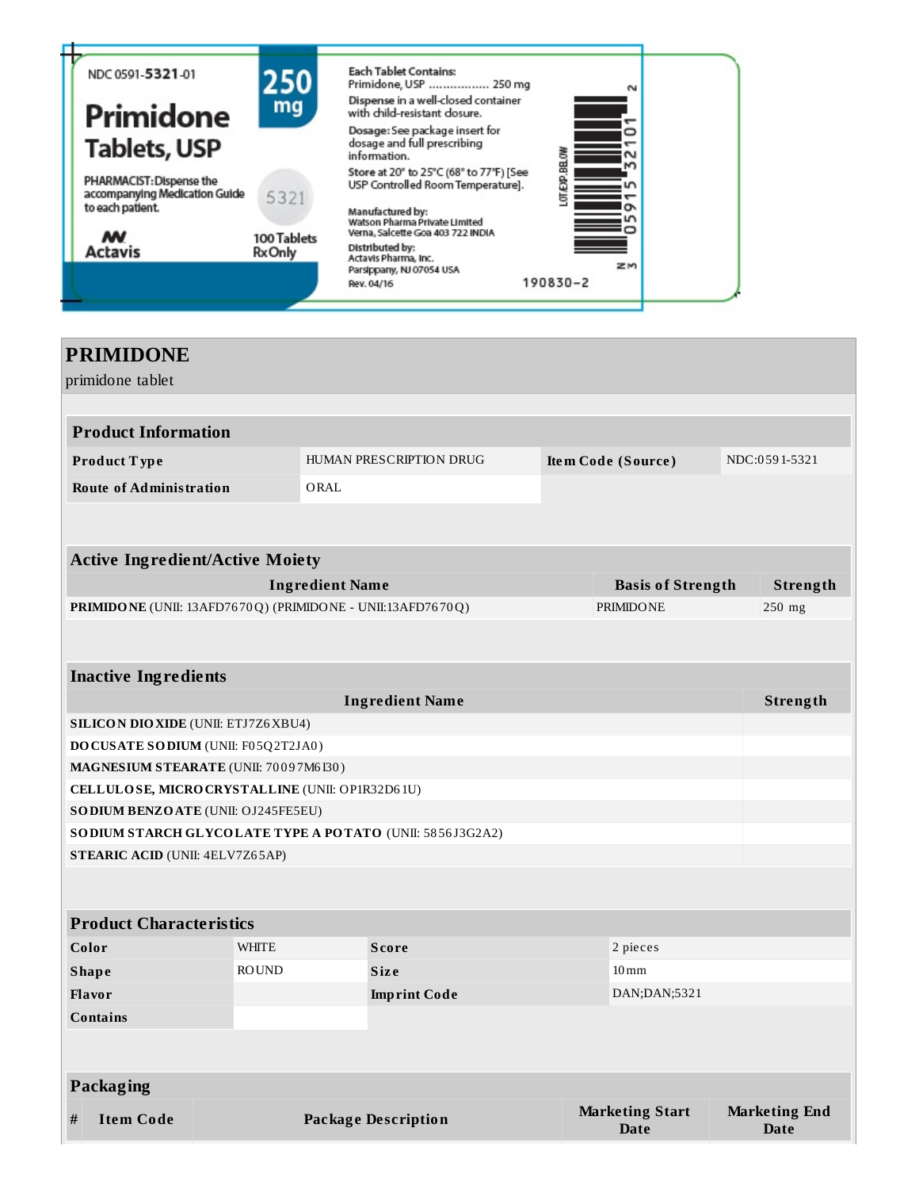NDC 0591-**5321**-01

**Primidone Tablets, USP**

**250 mg**

PHARMACIST: Dispense the accompanying Medication Guide to each patient.

5321

Actavis

100 Tablets
Rx Only

Each Tablet Contains:
Primidone, USP ................ 250 mg

Dispense in a well-closed container with child-resistant closure.

Dosage: See package insert for dosage and full prescribing information.

Store at 20° to 25°C (68° to 77°F) [See USP Controlled Room Temperature].

Manufactured by:
Watson Pharma Private Limited
Verna, Salcette Goa 403 722 INDIA

Distributed by:
Actavis Pharma, Inc.
Parsippany, NJ 07054 USA

Rev. 04/16

LOT/EXP BELOW

N 3 0591532101 2

190830-2

# PRIMIDONE

primidone tablet

## Product Information

| Product Type | HUMAN PRESCRIPTION DRUG | Item Code (Source) | NDC:0591-5321 |
|---|---|---|---|
| Route of Administration | ORAL | | |

## Active Ingredient/Active Moiety

| Ingredient Name | Basis of Strength | Strength |
|---|---|---|
| **PRIMIDONE** (UNII: 13AFD7670Q) (PRIMIDONE - UNII:13AFD7670Q) | PRIMIDONE | 250 mg |

## Inactive Ingredients

| Ingredient Name | Strength |
|---|---|
| **SILICON DIOXIDE** (UNII: ETJ7Z6XBU4) | |
| **DOCUSATE SODIUM** (UNII: F05Q2T2JA0) | |
| **MAGNESIUM STEARATE** (UNII: 70097M6I30) | |
| **CELLULOSE, MICROCRYSTALLINE** (UNII: OP1R32D61U) | |
| **SODIUM BENZOATE** (UNII: OJ245FE5EU) | |
| **SODIUM STARCH GLYCOLATE TYPE A POTATO** (UNII: 5856J3G2A2) | |
| **STEARIC ACID** (UNII: 4ELV7Z65AP) | |

## Product Characteristics

| Color | WHITE | Score | 2 pieces |
|---|---|---|---|
| Shape | ROUND | Size | 10mm |
| Flavor | | Imprint Code | DAN;DAN;5321 |
| Contains | | | |

## Packaging

| # | Item Code | Package Description | Marketing Start Date | Marketing End Date |
|---|---|---|---|---|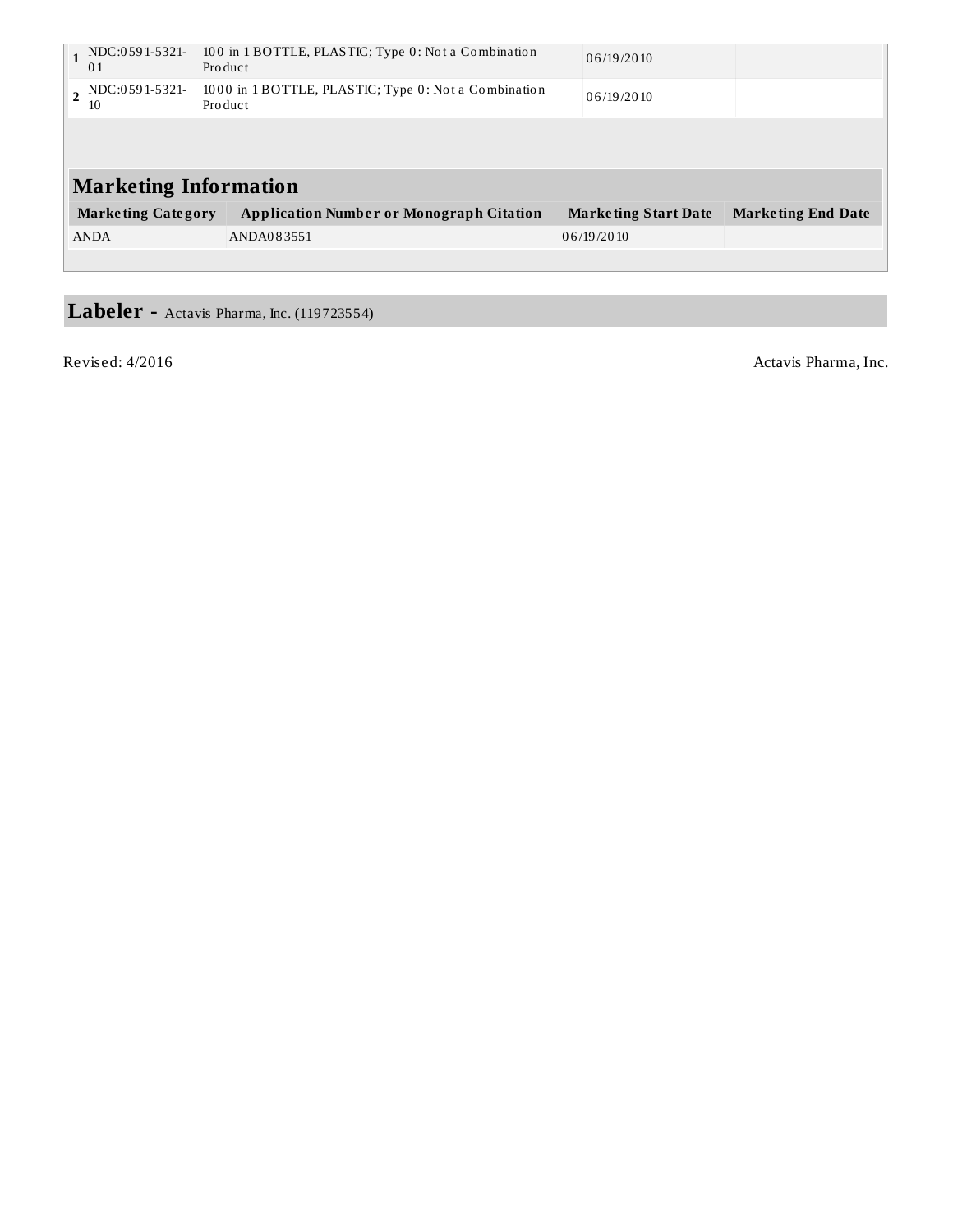| | | | | |
|---|---|---|---|---|
| 1 | NDC:0591-5321-01 | 100 in 1 BOTTLE, PLASTIC; Type 0: Not a Combination Product | 06/19/2010 | |
| 2 | NDC:0591-5321-10 | 1000 in 1 BOTTLE, PLASTIC; Type 0: Not a Combination Product | 06/19/2010 | |

## Marketing Information

| Marketing Category | Application Number or Monograph Citation | Marketing Start Date | Marketing End Date |
|---|---|---|---|
| ANDA | ANDA083551 | 06/19/2010 | |

## Labeler - Actavis Pharma, Inc. (119723554)

Revised: 4/2016

Actavis Pharma, Inc.